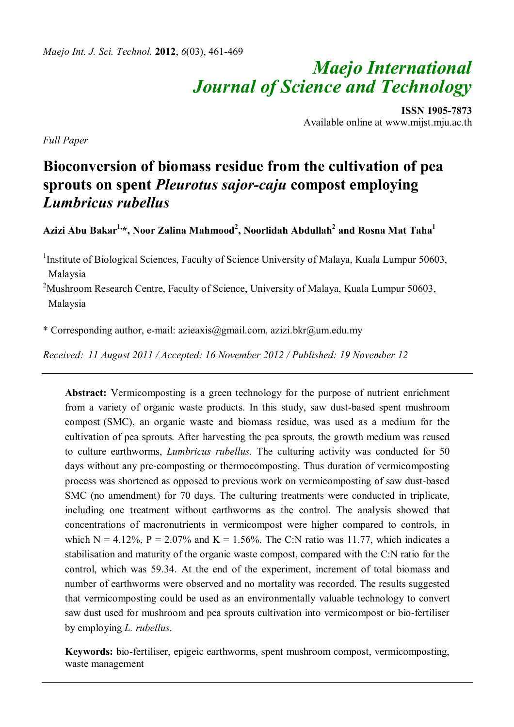# Maejo International Journal of Science and Technology

**ISSN 1905-7873**
Available online at www.mijst.mju.ac.th

*Full Paper*

# Bioconversion of biomass residue from the cultivation of pea sprouts on spent *Pleurotus sajor-caju* compost employing *Lumbricus rubellus*

**Azizi Abu Bakar[1,*], Noor Zalina Mahmood[2], Noorlidah Abdullah[2] and Rosna Mat Taha[1]**

[1] Institute of Biological Sciences, Faculty of Science University of Malaya, Kuala Lumpur 50603, Malaysia

[2] Mushroom Research Centre, Faculty of Science, University of Malaya, Kuala Lumpur 50603, Malaysia

\* Corresponding author, e-mail: azieaxis@gmail.com, azizi.bkr@um.edu.my

*Received: 11 August 2011 / Accepted: 16 November 2012 / Published: 19 November 12*

---

**Abstract:** Vermicomposting is a green technology for the purpose of nutrient enrichment from a variety of organic waste products. In this study, saw dust-based spent mushroom compost (SMC), an organic waste and biomass residue, was used as a medium for the cultivation of pea sprouts. After harvesting the pea sprouts, the growth medium was reused to culture earthworms, *Lumbricus rubellus*. The culturing activity was conducted for 50 days without any pre-composting or thermocomposting. Thus duration of vermicomposting process was shortened as opposed to previous work on vermicomposting of saw dust-based SMC (no amendment) for 70 days. The culturing treatments were conducted in triplicate, including one treatment without earthworms as the control. The analysis showed that concentrations of macronutrients in vermicompost were higher compared to controls, in which N = 4.12%, P = 2.07% and K = 1.56%. The C:N ratio was 11.77, which indicates a stabilisation and maturity of the organic waste compost, compared with the C:N ratio for the control, which was 59.34. At the end of the experiment, increment of total biomass and number of earthworms were observed and no mortality was recorded. The results suggested that vermicomposting could be used as an environmentally valuable technology to convert saw dust used for mushroom and pea sprouts cultivation into vermicompost or bio-fertiliser by employing *L. rubellus*.

**Keywords:** bio-fertiliser, epigeic earthworms, spent mushroom compost, vermicomposting, waste management

---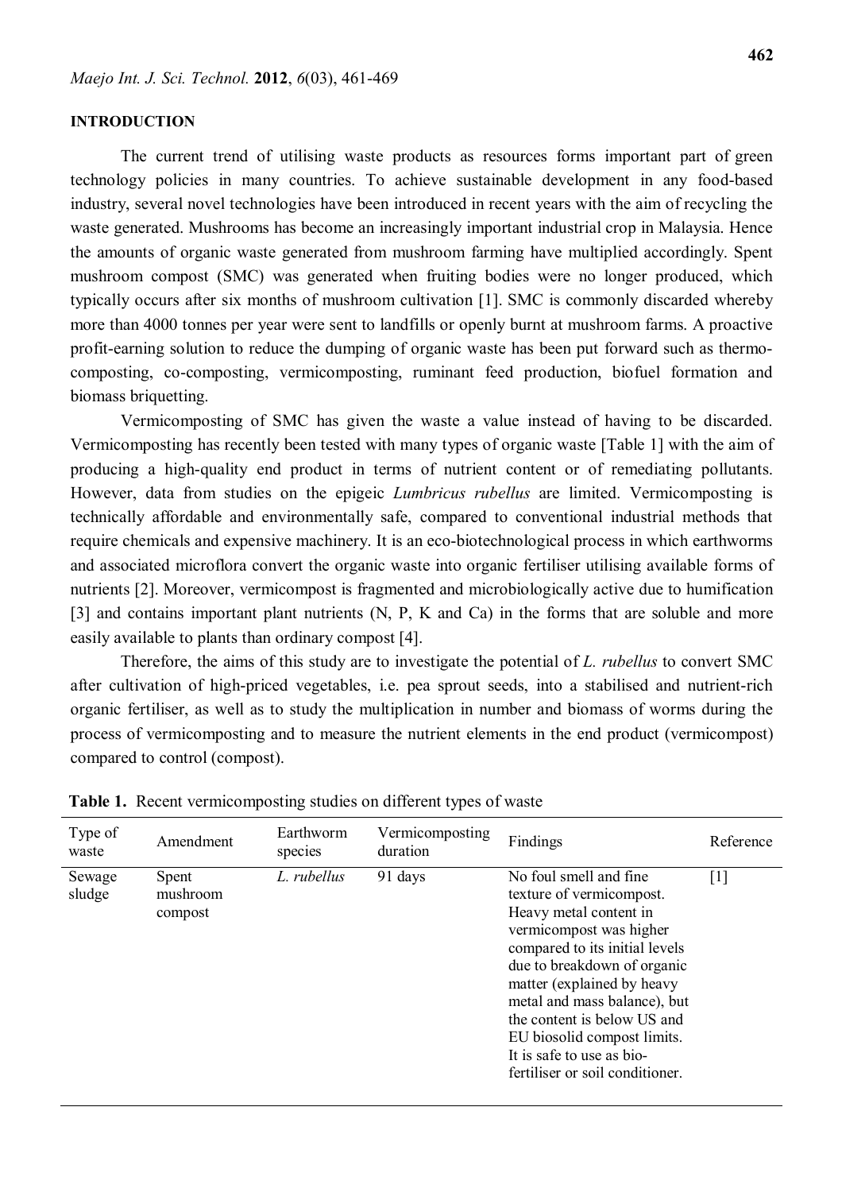## INTRODUCTION

The current trend of utilising waste products as resources forms important part of green technology policies in many countries. To achieve sustainable development in any food-based industry, several novel technologies have been introduced in recent years with the aim of recycling the waste generated. Mushrooms has become an increasingly important industrial crop in Malaysia. Hence the amounts of organic waste generated from mushroom farming have multiplied accordingly. Spent mushroom compost (SMC) was generated when fruiting bodies were no longer produced, which typically occurs after six months of mushroom cultivation [1]. SMC is commonly discarded whereby more than 4000 tonnes per year were sent to landfills or openly burnt at mushroom farms. A proactive profit-earning solution to reduce the dumping of organic waste has been put forward such as thermo-composting, co-composting, vermicomposting, ruminant feed production, biofuel formation and biomass briquetting.

Vermicomposting of SMC has given the waste a value instead of having to be discarded. Vermicomposting has recently been tested with many types of organic waste [Table 1] with the aim of producing a high-quality end product in terms of nutrient content or of remediating pollutants. However, data from studies on the epigeic *Lumbricus rubellus* are limited. Vermicomposting is technically affordable and environmentally safe, compared to conventional industrial methods that require chemicals and expensive machinery. It is an eco-biotechnological process in which earthworms and associated microflora convert the organic waste into organic fertiliser utilising available forms of nutrients [2]. Moreover, vermicompost is fragmented and microbiologically active due to humification [3] and contains important plant nutrients (N, P, K and Ca) in the forms that are soluble and more easily available to plants than ordinary compost [4].

Therefore, the aims of this study are to investigate the potential of *L. rubellus* to convert SMC after cultivation of high-priced vegetables, i.e. pea sprout seeds, into a stabilised and nutrient-rich organic fertiliser, as well as to study the multiplication in number and biomass of worms during the process of vermicomposting and to measure the nutrient elements in the end product (vermicompost) compared to control (compost).

**Table 1.** Recent vermicomposting studies on different types of waste

| Type of waste | Amendment | Earthworm species | Vermicomposting duration | Findings | Reference |
|---|---|---|---|---|---|
| Sewage sludge | Spent mushroom compost | *L. rubellus* | 91 days | No foul smell and fine texture of vermicompost. Heavy metal content in vermicompost was higher compared to its initial levels due to breakdown of organic matter (explained by heavy metal and mass balance), but the content is below US and EU biosolid compost limits. It is safe to use as bio-fertiliser or soil conditioner. | [1] |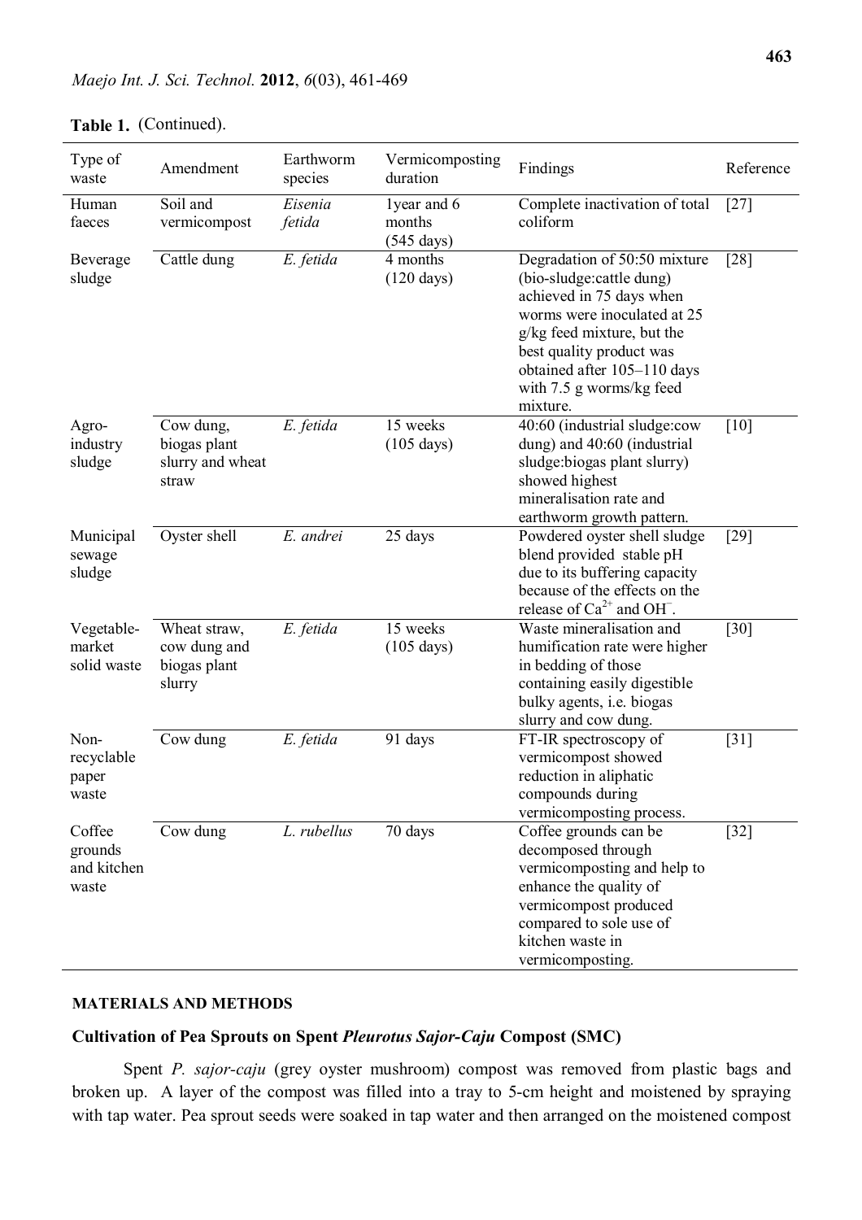**Table 1.** (Continued).

| Type of waste | Amendment | Earthworm species | Vermicomposting duration | Findings | Reference |
|---|---|---|---|---|---|
| Human faeces | Soil and vermicompost | *Eisenia fetida* | 1year and 6 months (545 days) | Complete inactivation of total coliform | [27] |
| Beverage sludge | Cattle dung | *E. fetida* | 4 months (120 days) | Degradation of 50:50 mixture (bio-sludge:cattle dung) achieved in 75 days when worms were inoculated at 25 g/kg feed mixture, but the best quality product was obtained after 105–110 days with 7.5 g worms/kg feed mixture. | [28] |
| Agro-industry sludge | Cow dung, biogas plant slurry and wheat straw | *E. fetida* | 15 weeks (105 days) | 40:60 (industrial sludge:cow dung) and 40:60 (industrial sludge:biogas plant slurry) showed highest mineralisation rate and earthworm growth pattern. | [10] |
| Municipal sewage sludge | Oyster shell | *E. andrei* | 25 days | Powdered oyster shell sludge blend provided stable pH due to its buffering capacity because of the effects on the release of $Ca^{2+}$ and $OH^{-}$. | [29] |
| Vegetable-market solid waste | Wheat straw, cow dung and biogas plant slurry | *E. fetida* | 15 weeks (105 days) | Waste mineralisation and humification rate were higher in bedding of those containing easily digestible bulky agents, i.e. biogas slurry and cow dung. | [30] |
| Non-recyclable paper waste | Cow dung | *E. fetida* | 91 days | FT-IR spectroscopy of vermicompost showed reduction in aliphatic compounds during vermicomposting process. | [31] |
| Coffee grounds and kitchen waste | Cow dung | *L. rubellus* | 70 days | Coffee grounds can be decomposed through vermicomposting and help to enhance the quality of vermicompost produced compared to sole use of kitchen waste in vermicomposting. | [32] |

## MATERIALS AND METHODS

### Cultivation of Pea Sprouts on Spent *Pleurotus Sajor-Caju* Compost (SMC)

Spent *P. sajor-caju* (grey oyster mushroom) compost was removed from plastic bags and broken up. A layer of the compost was filled into a tray to 5-cm height and moistened by spraying with tap water. Pea sprout seeds were soaked in tap water and then arranged on the moistened compost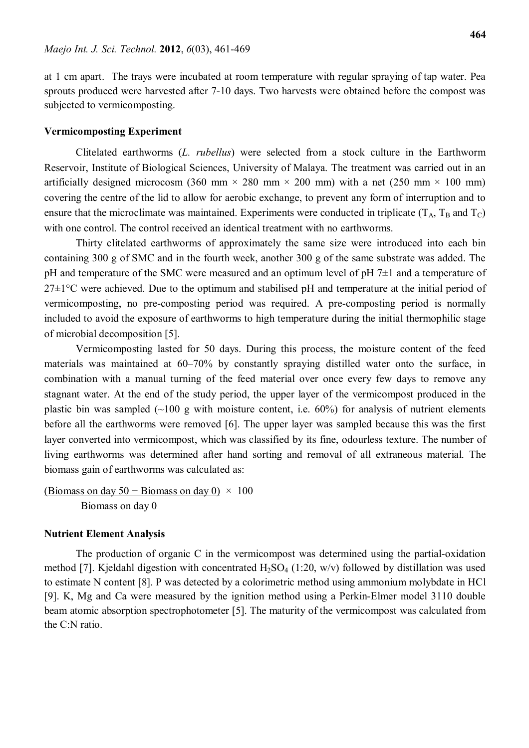at 1 cm apart. The trays were incubated at room temperature with regular spraying of tap water. Pea sprouts produced were harvested after 7-10 days. Two harvests were obtained before the compost was subjected to vermicomposting.

### Vermicomposting Experiment

Clitelated earthworms (*L. rubellus*) were selected from a stock culture in the Earthworm Reservoir, Institute of Biological Sciences, University of Malaya. The treatment was carried out in an artificially designed microcosm (360 mm × 280 mm × 200 mm) with a net (250 mm × 100 mm) covering the centre of the lid to allow for aerobic exchange, to prevent any form of interruption and to ensure that the microclimate was maintained. Experiments were conducted in triplicate ($T_A$, $T_B$ and $T_C$) with one control. The control received an identical treatment with no earthworms.

Thirty clitelated earthworms of approximately the same size were introduced into each bin containing 300 g of SMC and in the fourth week, another 300 g of the same substrate was added. The pH and temperature of the SMC were measured and an optimum level of pH 7±1 and a temperature of 27±1°C were achieved. Due to the optimum and stabilised pH and temperature at the initial period of vermicomposting, no pre-composting period was required. A pre-composting period is normally included to avoid the exposure of earthworms to high temperature during the initial thermophilic stage of microbial decomposition [5].

Vermicomposting lasted for 50 days. During this process, the moisture content of the feed materials was maintained at 60–70% by constantly spraying distilled water onto the surface, in combination with a manual turning of the feed material over once every few days to remove any stagnant water. At the end of the study period, the upper layer of the vermicompost produced in the plastic bin was sampled (~100 g with moisture content, i.e. 60%) for analysis of nutrient elements before all the earthworms were removed [6]. The upper layer was sampled because this was the first layer converted into vermicompost, which was classified by its fine, odourless texture. The number of living earthworms was determined after hand sorting and removal of all extraneous material. The biomass gain of earthworms was calculated as:

$$\frac{(\text{Biomass on day 50} - \text{Biomass on day 0})}{\text{Biomass on day 0}} \times 100$$

### Nutrient Element Analysis

The production of organic C in the vermicompost was determined using the partial-oxidation method [7]. Kjeldahl digestion with concentrated $H_2SO_4$ (1:20, w/v) followed by distillation was used to estimate N content [8]. P was detected by a colorimetric method using ammonium molybdate in HCl [9]. K, Mg and Ca were measured by the ignition method using a Perkin-Elmer model 3110 double beam atomic absorption spectrophotometer [5]. The maturity of the vermicompost was calculated from the C:N ratio.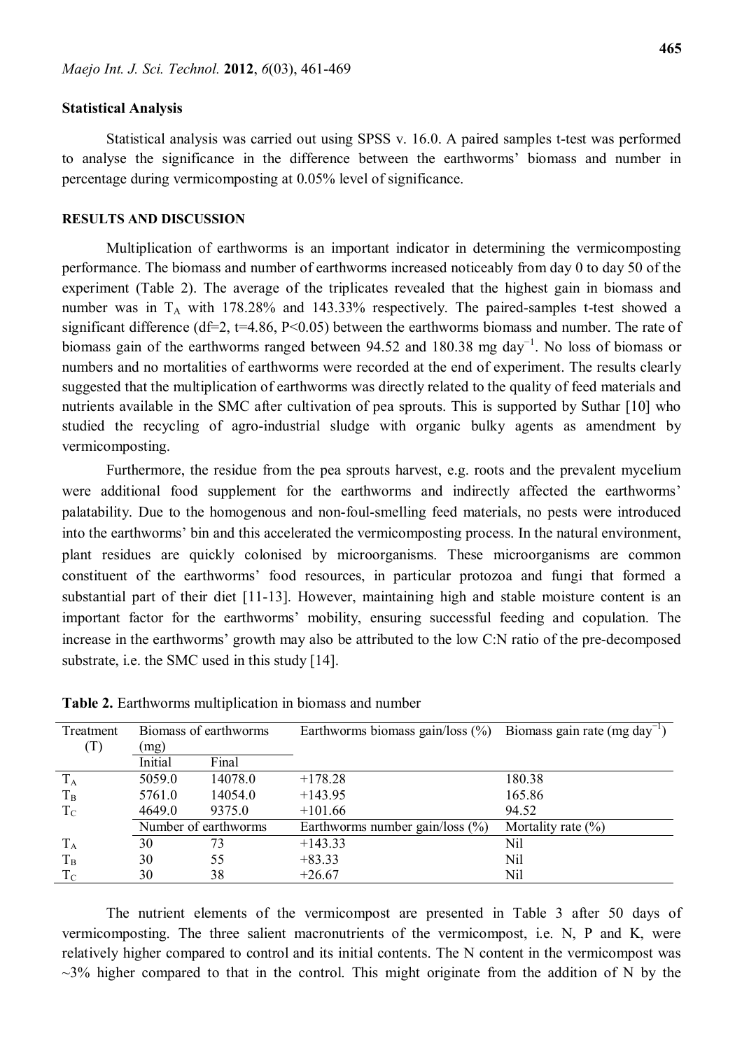### Statistical Analysis

Statistical analysis was carried out using SPSS v. 16.0. A paired samples t-test was performed to analyse the significance in the difference between the earthworms' biomass and number in percentage during vermicomposting at 0.05% level of significance.

## RESULTS AND DISCUSSION

Multiplication of earthworms is an important indicator in determining the vermicomposting performance. The biomass and number of earthworms increased noticeably from day 0 to day 50 of the experiment (Table 2). The average of the triplicates revealed that the highest gain in biomass and number was in $T_A$ with 178.28% and 143.33% respectively. The paired-samples t-test showed a significant difference (df=2, t=4.86, $P<0.05$) between the earthworms biomass and number. The rate of biomass gain of the earthworms ranged between 94.52 and 180.38 mg day$^{-1}$. No loss of biomass or numbers and no mortalities of earthworms were recorded at the end of experiment. The results clearly suggested that the multiplication of earthworms was directly related to the quality of feed materials and nutrients available in the SMC after cultivation of pea sprouts. This is supported by Suthar [10] who studied the recycling of agro-industrial sludge with organic bulky agents as amendment by vermicomposting.

Furthermore, the residue from the pea sprouts harvest, e.g. roots and the prevalent mycelium were additional food supplement for the earthworms and indirectly affected the earthworms' palatability. Due to the homogenous and non-foul-smelling feed materials, no pests were introduced into the earthworms' bin and this accelerated the vermicomposting process. In the natural environment, plant residues are quickly colonised by microorganisms. These microorganisms are common constituent of the earthworms' food resources, in particular protozoa and fungi that formed a substantial part of their diet [11-13]. However, maintaining high and stable moisture content is an important factor for the earthworms' mobility, ensuring successful feeding and copulation. The increase in the earthworms' growth may also be attributed to the low C:N ratio of the pre-decomposed substrate, i.e. the SMC used in this study [14].

**Table 2.** Earthworms multiplication in biomass and number

| Treatment (T) | Biomass of earthworms (mg) | | Earthworms biomass gain/loss (%) | Biomass gain rate (mg day$^{-1}$) |
|---|---|---|---|---|
| | Initial | Final | | |
| $T_A$ | 5059.0 | 14078.0 | +178.28 | 180.38 |
| $T_B$ | 5761.0 | 14054.0 | +143.95 | 165.86 |
| $T_C$ | 4649.0 | 9375.0 | +101.66 | 94.52 |
| | Number of earthworms | | Earthworms number gain/loss (%) | Mortality rate (%) |
| $T_A$ | 30 | 73 | +143.33 | Nil |
| $T_B$ | 30 | 55 | +83.33 | Nil |
| $T_C$ | 30 | 38 | +26.67 | Nil |

The nutrient elements of the vermicompost are presented in Table 3 after 50 days of vermicomposting. The three salient macronutrients of the vermicompost, i.e. N, P and K, were relatively higher compared to control and its initial contents. The N content in the vermicompost was ~3% higher compared to that in the control. This might originate from the addition of N by the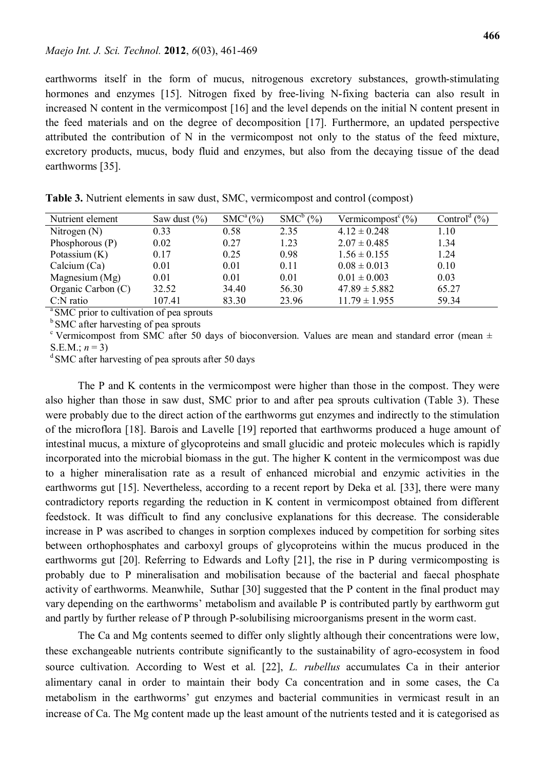earthworms itself in the form of mucus, nitrogenous excretory substances, growth-stimulating hormones and enzymes [15]. Nitrogen fixed by free-living N-fixing bacteria can also result in increased N content in the vermicompost [16] and the level depends on the initial N content present in the feed materials and on the degree of decomposition [17]. Furthermore, an updated perspective attributed the contribution of N in the vermicompost not only to the status of the feed mixture, excretory products, mucus, body fluid and enzymes, but also from the decaying tissue of the dead earthworms [35].

**Table 3.** Nutrient elements in saw dust, SMC, vermicompost and control (compost)

| Nutrient element | Saw dust (%) | SMC[a] (%) | SMC[b] (%) | Vermicompost[c] (%) | Control[d] (%) |
|---|---|---|---|---|---|
| Nitrogen (N) | 0.33 | 0.58 | 2.35 | $4.12 \pm 0.248$ | 1.10 |
| Phosphorous (P) | 0.02 | 0.27 | 1.23 | $2.07 \pm 0.485$ | 1.34 |
| Potassium (K) | 0.17 | 0.25 | 0.98 | $1.56 \pm 0.155$ | 1.24 |
| Calcium (Ca) | 0.01 | 0.01 | 0.11 | $0.08 \pm 0.013$ | 0.10 |
| Magnesium (Mg) | 0.01 | 0.01 | 0.01 | $0.01 \pm 0.003$ | 0.03 |
| Organic Carbon (C) | 32.52 | 34.40 | 56.30 | $47.89 \pm 5.882$ | 65.27 |
| C:N ratio | 107.41 | 83.30 | 23.96 | $11.79 \pm 1.955$ | 59.34 |

[a] SMC prior to cultivation of pea sprouts
[b] SMC after harvesting of pea sprouts
[c] Vermicompost from SMC after 50 days of bioconversion. Values are mean and standard error (mean ± S.E.M.; $n = 3$)
[d] SMC after harvesting of pea sprouts after 50 days

The P and K contents in the vermicompost were higher than those in the compost. They were also higher than those in saw dust, SMC prior to and after pea sprouts cultivation (Table 3). These were probably due to the direct action of the earthworms gut enzymes and indirectly to the stimulation of the microflora [18]. Barois and Lavelle [19] reported that earthworms produced a huge amount of intestinal mucus, a mixture of glycoproteins and small glucidic and proteic molecules which is rapidly incorporated into the microbial biomass in the gut. The higher K content in the vermicompost was due to a higher mineralisation rate as a result of enhanced microbial and enzymic activities in the earthworms gut [15]. Nevertheless, according to a recent report by Deka et al. [33], there were many contradictory reports regarding the reduction in K content in vermicompost obtained from different feedstock. It was difficult to find any conclusive explanations for this decrease. The considerable increase in P was ascribed to changes in sorption complexes induced by competition for sorbing sites between orthophosphates and carboxyl groups of glycoproteins within the mucus produced in the earthworms gut [20]. Referring to Edwards and Lofty [21], the rise in P during vermicomposting is probably due to P mineralisation and mobilisation because of the bacterial and faecal phosphate activity of earthworms. Meanwhile, Suthar [30] suggested that the P content in the final product may vary depending on the earthworms' metabolism and available P is contributed partly by earthworm gut and partly by further release of P through P-solubilising microorganisms present in the worm cast.

The Ca and Mg contents seemed to differ only slightly although their concentrations were low, these exchangeable nutrients contribute significantly to the sustainability of agro-ecosystem in food source cultivation. According to West et al. [22], *L. rubellus* accumulates Ca in their anterior alimentary canal in order to maintain their body Ca concentration and in some cases, the Ca metabolism in the earthworms' gut enzymes and bacterial communities in vermicast result in an increase of Ca. The Mg content made up the least amount of the nutrients tested and it is categorised as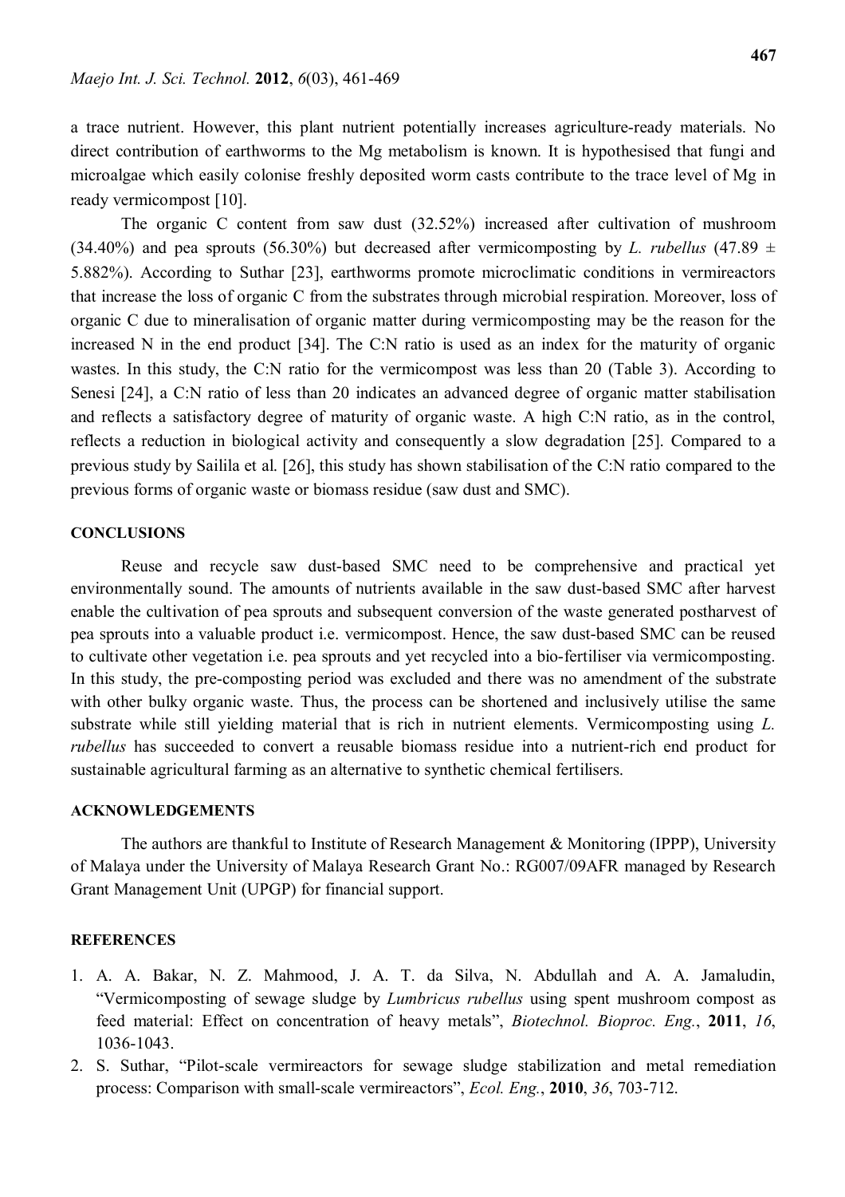a trace nutrient. However, this plant nutrient potentially increases agriculture-ready materials. No direct contribution of earthworms to the Mg metabolism is known. It is hypothesised that fungi and microalgae which easily colonise freshly deposited worm casts contribute to the trace level of Mg in ready vermicompost [10].

The organic C content from saw dust (32.52%) increased after cultivation of mushroom (34.40%) and pea sprouts (56.30%) but decreased after vermicomposting by *L. rubellus* (47.89 ± 5.882%). According to Suthar [23], earthworms promote microclimatic conditions in vermireactors that increase the loss of organic C from the substrates through microbial respiration. Moreover, loss of organic C due to mineralisation of organic matter during vermicomposting may be the reason for the increased N in the end product [34]. The C:N ratio is used as an index for the maturity of organic wastes. In this study, the C:N ratio for the vermicompost was less than 20 (Table 3). According to Senesi [24], a C:N ratio of less than 20 indicates an advanced degree of organic matter stabilisation and reflects a satisfactory degree of maturity of organic waste. A high C:N ratio, as in the control, reflects a reduction in biological activity and consequently a slow degradation [25]. Compared to a previous study by Sailila et al. [26], this study has shown stabilisation of the C:N ratio compared to the previous forms of organic waste or biomass residue (saw dust and SMC).

## CONCLUSIONS

Reuse and recycle saw dust-based SMC need to be comprehensive and practical yet environmentally sound. The amounts of nutrients available in the saw dust-based SMC after harvest enable the cultivation of pea sprouts and subsequent conversion of the waste generated postharvest of pea sprouts into a valuable product i.e. vermicompost. Hence, the saw dust-based SMC can be reused to cultivate other vegetation i.e. pea sprouts and yet recycled into a bio-fertiliser via vermicomposting. In this study, the pre-composting period was excluded and there was no amendment of the substrate with other bulky organic waste. Thus, the process can be shortened and inclusively utilise the same substrate while still yielding material that is rich in nutrient elements. Vermicomposting using *L. rubellus* has succeeded to convert a reusable biomass residue into a nutrient-rich end product for sustainable agricultural farming as an alternative to synthetic chemical fertilisers.

## ACKNOWLEDGEMENTS

The authors are thankful to Institute of Research Management & Monitoring (IPPP), University of Malaya under the University of Malaya Research Grant No.: RG007/09AFR managed by Research Grant Management Unit (UPGP) for financial support.

## REFERENCES

1. A. A. Bakar, N. Z. Mahmood, J. A. T. da Silva, N. Abdullah and A. A. Jamaludin, "Vermicomposting of sewage sludge by *Lumbricus rubellus* using spent mushroom compost as feed material: Effect on concentration of heavy metals", *Biotechnol. Bioproc. Eng.*, **2011**, *16*, 1036-1043.
2. S. Suthar, "Pilot-scale vermireactors for sewage sludge stabilization and metal remediation process: Comparison with small-scale vermireactors", *Ecol. Eng.*, **2010**, *36*, 703-712.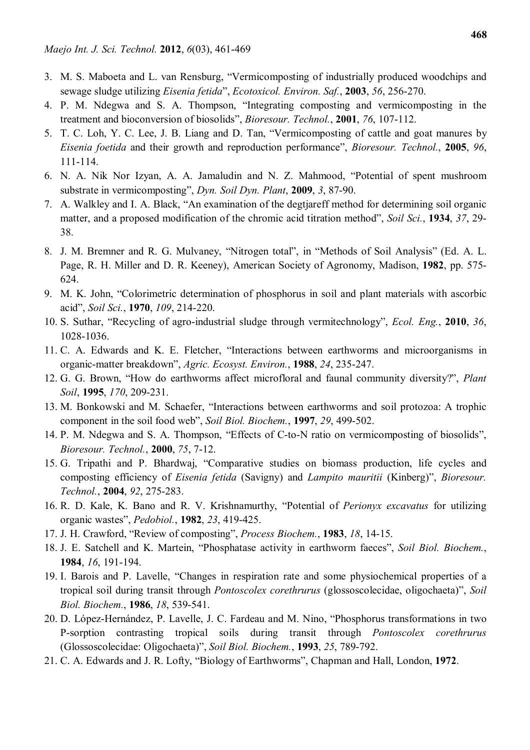3. M. S. Maboeta and L. van Rensburg, "Vermicomposting of industrially produced woodchips and sewage sludge utilizing *Eisenia fetida*", *Ecotoxicol. Environ. Saf.*, **2003**, *56*, 256-270.
4. P. M. Ndegwa and S. A. Thompson, "Integrating composting and vermicomposting in the treatment and bioconversion of biosolids", *Bioresour. Technol.*, **2001**, *76*, 107-112.
5. T. C. Loh, Y. C. Lee, J. B. Liang and D. Tan, "Vermicomposting of cattle and goat manures by *Eisenia foetida* and their growth and reproduction performance", *Bioresour. Technol.*, **2005**, *96*, 111-114.
6. N. A. Nik Nor Izyan, A. A. Jamaludin and N. Z. Mahmood, "Potential of spent mushroom substrate in vermicomposting", *Dyn. Soil Dyn. Plant*, **2009**, *3*, 87-90.
7. A. Walkley and I. A. Black, "An examination of the degtjareff method for determining soil organic matter, and a proposed modification of the chromic acid titration method", *Soil Sci.*, **1934**, *37*, 29-38.
8. J. M. Bremner and R. G. Mulvaney, "Nitrogen total", in "Methods of Soil Analysis" (Ed. A. L. Page, R. H. Miller and D. R. Keeney), American Society of Agronomy, Madison, **1982**, pp. 575-624.
9. M. K. John, "Colorimetric determination of phosphorus in soil and plant materials with ascorbic acid", *Soil Sci.*, **1970**, *109*, 214-220.
10. S. Suthar, "Recycling of agro-industrial sludge through vermitechnology", *Ecol. Eng.*, **2010**, *36*, 1028-1036.
11. C. A. Edwards and K. E. Fletcher, "Interactions between earthworms and microorganisms in organic-matter breakdown", *Agric. Ecosyst. Environ.*, **1988**, *24*, 235-247.
12. G. G. Brown, "How do earthworms affect microfloral and faunal community diversity?", *Plant Soil*, **1995**, *170*, 209-231.
13. M. Bonkowski and M. Schaefer, "Interactions between earthworms and soil protozoa: A trophic component in the soil food web", *Soil Biol. Biochem.*, **1997**, *29*, 499-502.
14. P. M. Ndegwa and S. A. Thompson, "Effects of C-to-N ratio on vermicomposting of biosolids", *Bioresour. Technol.*, **2000**, *75*, 7-12.
15. G. Tripathi and P. Bhardwaj, "Comparative studies on biomass production, life cycles and composting efficiency of *Eisenia fetida* (Savigny) and *Lampito mauritii* (Kinberg)", *Bioresour. Technol.*, **2004**, *92*, 275-283.
16. R. D. Kale, K. Bano and R. V. Krishnamurthy, "Potential of *Perionyx excavatus* for utilizing organic wastes", *Pedobiol.*, **1982**, *23*, 419-425.
17. J. H. Crawford, "Review of composting", *Process Biochem.*, **1983**, *18*, 14-15.
18. J. E. Satchell and K. Martein, "Phosphatase activity in earthworm faeces", *Soil Biol. Biochem.*, **1984**, *16*, 191-194.
19. I. Barois and P. Lavelle, "Changes in respiration rate and some physiochemical properties of a tropical soil during transit through *Pontoscolex corethrurus* (glossoscolecidae, oligochaeta)", *Soil Biol. Biochem.*, **1986**, *18*, 539-541.
20. D. López-Hernández, P. Lavelle, J. C. Fardeau and M. Nino, "Phosphorus transformations in two P-sorption contrasting tropical soils during transit through *Pontoscolex corethrurus* (Glossoscolecidae: Oligochaeta)", *Soil Biol. Biochem.*, **1993**, *25*, 789-792.
21. C. A. Edwards and J. R. Lofty, "Biology of Earthworms", Chapman and Hall, London, **1972**.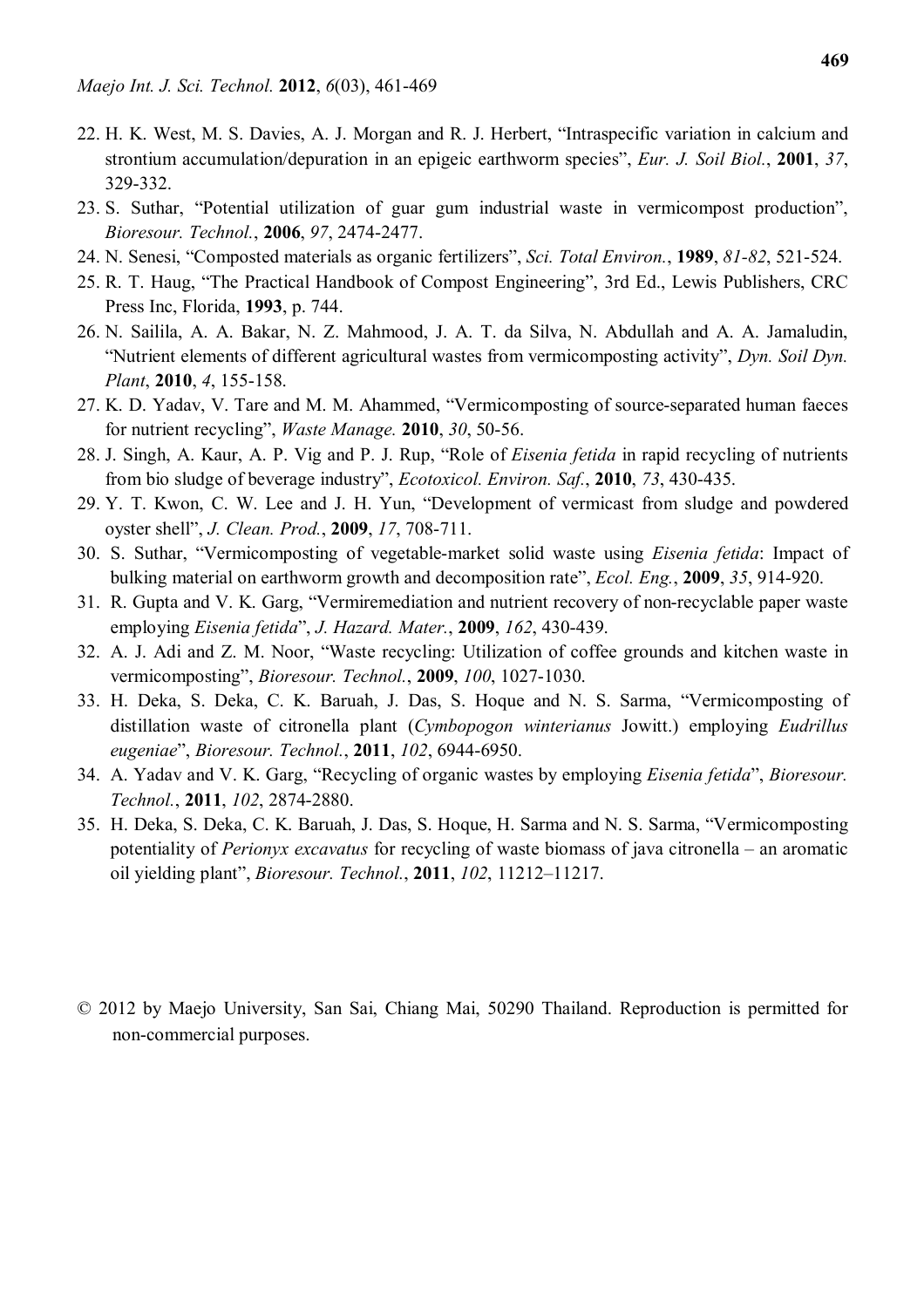22. H. K. West, M. S. Davies, A. J. Morgan and R. J. Herbert, "Intraspecific variation in calcium and strontium accumulation/depuration in an epigeic earthworm species", *Eur. J. Soil Biol.*, **2001**, *37*, 329-332.
23. S. Suthar, "Potential utilization of guar gum industrial waste in vermicompost production", *Bioresour. Technol.*, **2006**, *97*, 2474-2477.
24. N. Senesi, "Composted materials as organic fertilizers", *Sci. Total Environ.*, **1989**, *81-82*, 521-524.
25. R. T. Haug, "The Practical Handbook of Compost Engineering", 3rd Ed., Lewis Publishers, CRC Press Inc, Florida, **1993**, p. 744.
26. N. Sailila, A. A. Bakar, N. Z. Mahmood, J. A. T. da Silva, N. Abdullah and A. A. Jamaludin, "Nutrient elements of different agricultural wastes from vermicomposting activity", *Dyn. Soil Dyn. Plant*, **2010**, *4*, 155-158.
27. K. D. Yadav, V. Tare and M. M. Ahammed, "Vermicomposting of source-separated human faeces for nutrient recycling", *Waste Manage.* **2010**, *30*, 50-56.
28. J. Singh, A. Kaur, A. P. Vig and P. J. Rup, "Role of *Eisenia fetida* in rapid recycling of nutrients from bio sludge of beverage industry", *Ecotoxicol. Environ. Saf.*, **2010**, *73*, 430-435.
29. Y. T. Kwon, C. W. Lee and J. H. Yun, "Development of vermicast from sludge and powdered oyster shell", *J. Clean. Prod.*, **2009**, *17*, 708-711.
30. S. Suthar, "Vermicomposting of vegetable-market solid waste using *Eisenia fetida*: Impact of bulking material on earthworm growth and decomposition rate", *Ecol. Eng.*, **2009**, *35*, 914-920.
31. R. Gupta and V. K. Garg, "Vermiremediation and nutrient recovery of non-recyclable paper waste employing *Eisenia fetida*", *J. Hazard. Mater.*, **2009**, *162*, 430-439.
32. A. J. Adi and Z. M. Noor, "Waste recycling: Utilization of coffee grounds and kitchen waste in vermicomposting", *Bioresour. Technol.*, **2009**, *100*, 1027-1030.
33. H. Deka, S. Deka, C. K. Baruah, J. Das, S. Hoque and N. S. Sarma, "Vermicomposting of distillation waste of citronella plant (*Cymbopogon winterianus* Jowitt.) employing *Eudrillus eugeniae*", *Bioresour. Technol.*, **2011**, *102*, 6944-6950.
34. A. Yadav and V. K. Garg, "Recycling of organic wastes by employing *Eisenia fetida*", *Bioresour. Technol.*, **2011**, *102*, 2874-2880.
35. H. Deka, S. Deka, C. K. Baruah, J. Das, S. Hoque, H. Sarma and N. S. Sarma, "Vermicomposting potentiality of *Perionyx excavatus* for recycling of waste biomass of java citronella – an aromatic oil yielding plant", *Bioresour. Technol.*, **2011**, *102*, 11212–11217.

© 2012 by Maejo University, San Sai, Chiang Mai, 50290 Thailand. Reproduction is permitted for non-commercial purposes.